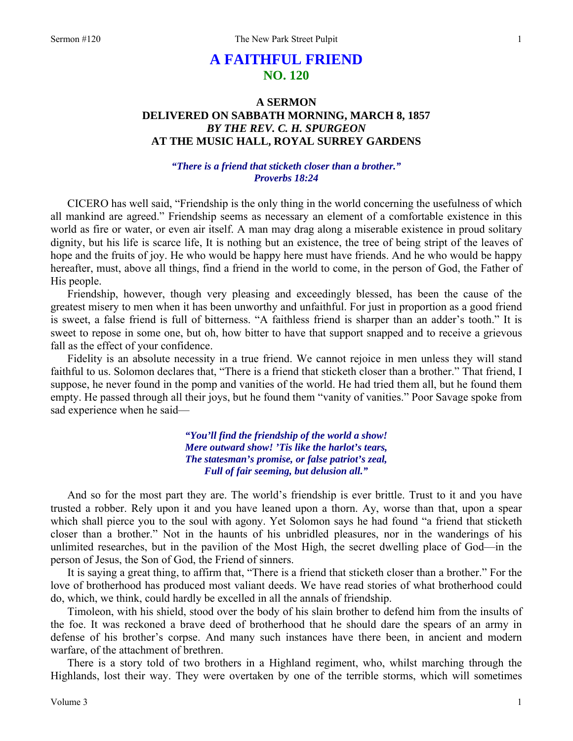# A FAITHFUL FRIEND
## NO. 120

### A SERMON
### DELIVERED ON SABBATH MORNING, MARCH 8, 1857
### *BY THE REV. C. H. SPURGEON*
### AT THE MUSIC HALL, ROYAL SURREY GARDENS

***"There is a friend that sticketh closer than a brother." Proverbs 18:24***

CICERO has well said, "Friendship is the only thing in the world concerning the usefulness of which all mankind are agreed." Friendship seems as necessary an element of a comfortable existence in this world as fire or water, or even air itself. A man may drag along a miserable existence in proud solitary dignity, but his life is scarce life, It is nothing but an existence, the tree of being stript of the leaves of hope and the fruits of joy. He who would be happy here must have friends. And he who would be happy hereafter, must, above all things, find a friend in the world to come, in the person of God, the Father of His people.

Friendship, however, though very pleasing and exceedingly blessed, has been the cause of the greatest misery to men when it has been unworthy and unfaithful. For just in proportion as a good friend is sweet, a false friend is full of bitterness. "A faithless friend is sharper than an adder's tooth." It is sweet to repose in some one, but oh, how bitter to have that support snapped and to receive a grievous fall as the effect of your confidence.

Fidelity is an absolute necessity in a true friend. We cannot rejoice in men unless they will stand faithful to us. Solomon declares that, "There is a friend that sticketh closer than a brother." That friend, I suppose, he never found in the pomp and vanities of the world. He had tried them all, but he found them empty. He passed through all their joys, but he found them "vanity of vanities." Poor Savage spoke from sad experience when he said—

***"You'll find the friendship of the world a show!***
***Mere outward show! 'Tis like the harlot's tears,***
***The statesman's promise, or false patriot's zeal,***
***Full of fair seeming, but delusion all."***

And so for the most part they are. The world's friendship is ever brittle. Trust to it and you have trusted a robber. Rely upon it and you have leaned upon a thorn. Ay, worse than that, upon a spear which shall pierce you to the soul with agony. Yet Solomon says he had found "a friend that sticketh closer than a brother." Not in the haunts of his unbridled pleasures, nor in the wanderings of his unlimited researches, but in the pavilion of the Most High, the secret dwelling place of God—in the person of Jesus, the Son of God, the Friend of sinners.

It is saying a great thing, to affirm that, "There is a friend that sticketh closer than a brother." For the love of brotherhood has produced most valiant deeds. We have read stories of what brotherhood could do, which, we think, could hardly be excelled in all the annals of friendship.

Timoleon, with his shield, stood over the body of his slain brother to defend him from the insults of the foe. It was reckoned a brave deed of brotherhood that he should dare the spears of an army in defense of his brother's corpse. And many such instances have there been, in ancient and modern warfare, of the attachment of brethren.

There is a story told of two brothers in a Highland regiment, who, whilst marching through the Highlands, lost their way. They were overtaken by one of the terrible storms, which will sometimes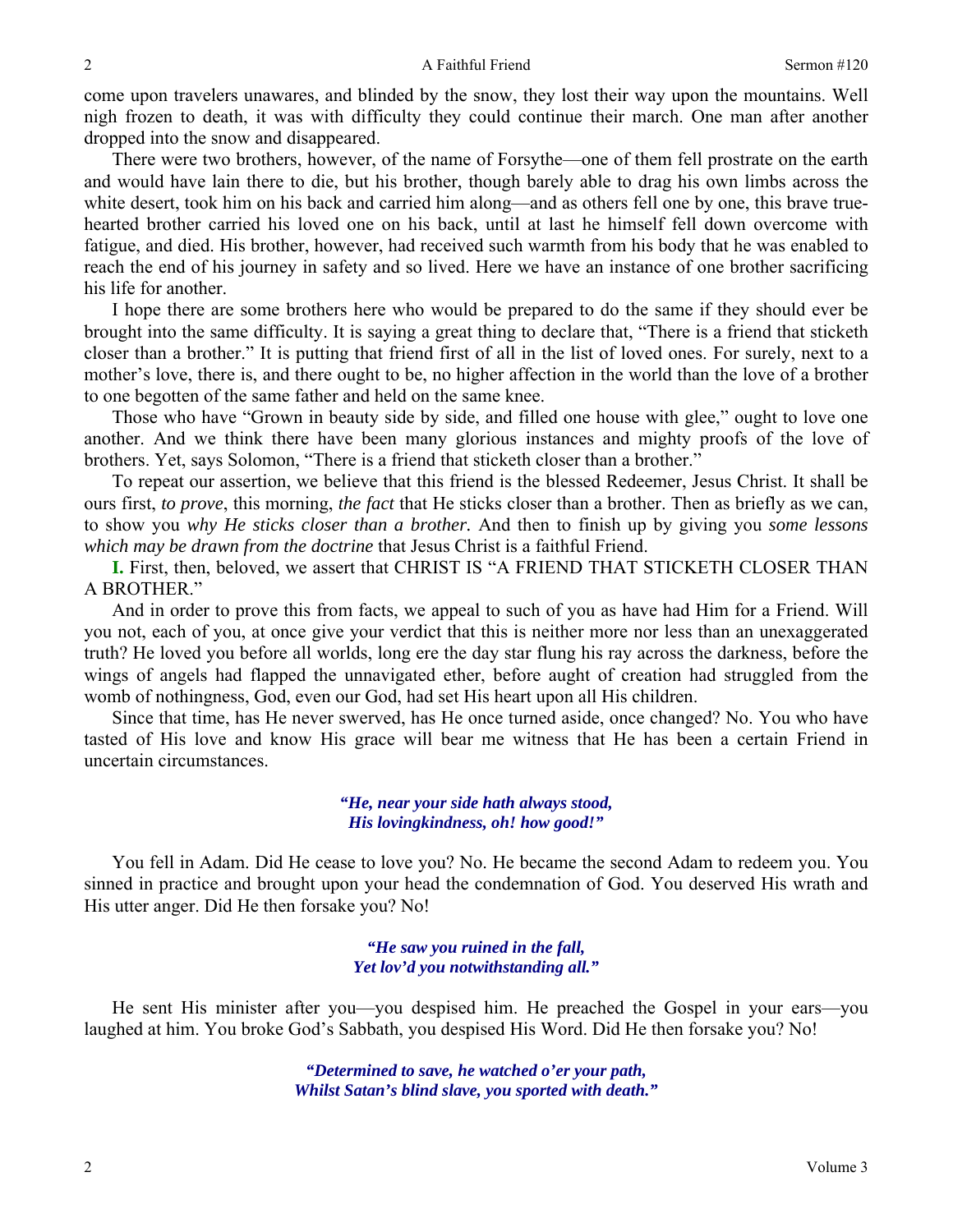come upon travelers unawares, and blinded by the snow, they lost their way upon the mountains. Well nigh frozen to death, it was with difficulty they could continue their march. One man after another dropped into the snow and disappeared.

There were two brothers, however, of the name of Forsythe—one of them fell prostrate on the earth and would have lain there to die, but his brother, though barely able to drag his own limbs across the white desert, took him on his back and carried him along—and as others fell one by one, this brave true-hearted brother carried his loved one on his back, until at last he himself fell down overcome with fatigue, and died. His brother, however, had received such warmth from his body that he was enabled to reach the end of his journey in safety and so lived. Here we have an instance of one brother sacrificing his life for another.

I hope there are some brothers here who would be prepared to do the same if they should ever be brought into the same difficulty. It is saying a great thing to declare that, "There is a friend that sticketh closer than a brother." It is putting that friend first of all in the list of loved ones. For surely, next to a mother's love, there is, and there ought to be, no higher affection in the world than the love of a brother to one begotten of the same father and held on the same knee.

Those who have "Grown in beauty side by side, and filled one house with glee," ought to love one another. And we think there have been many glorious instances and mighty proofs of the love of brothers. Yet, says Solomon, "There is a friend that sticketh closer than a brother."

To repeat our assertion, we believe that this friend is the blessed Redeemer, Jesus Christ. It shall be ours first, *to prove*, this morning, *the fact* that He sticks closer than a brother. Then as briefly as we can, to show you *why He sticks closer than a brother.* And then to finish up by giving you *some lessons which may be drawn from the doctrine* that Jesus Christ is a faithful Friend.

**I.** First, then, beloved, we assert that CHRIST IS "A FRIEND THAT STICKETH CLOSER THAN A BROTHER."

And in order to prove this from facts, we appeal to such of you as have had Him for a Friend. Will you not, each of you, at once give your verdict that this is neither more nor less than an unexaggerated truth? He loved you before all worlds, long ere the day star flung his ray across the darkness, before the wings of angels had flapped the unnavigated ether, before aught of creation had struggled from the womb of nothingness, God, even our God, had set His heart upon all His children.

Since that time, has He never swerved, has He once turned aside, once changed? No. You who have tasted of His love and know His grace will bear me witness that He has been a certain Friend in uncertain circumstances.

> ***"He, near your side hath always stood,***
> ***His lovingkindness, oh! how good!"***

You fell in Adam. Did He cease to love you? No. He became the second Adam to redeem you. You sinned in practice and brought upon your head the condemnation of God. You deserved His wrath and His utter anger. Did He then forsake you? No!

> ***"He saw you ruined in the fall,***
> ***Yet lov'd you notwithstanding all."***

He sent His minister after you—you despised him. He preached the Gospel in your ears—you laughed at him. You broke God's Sabbath, you despised His Word. Did He then forsake you? No!

> ***"Determined to save, he watched o'er your path,***
> ***Whilst Satan's blind slave, you sported with death."***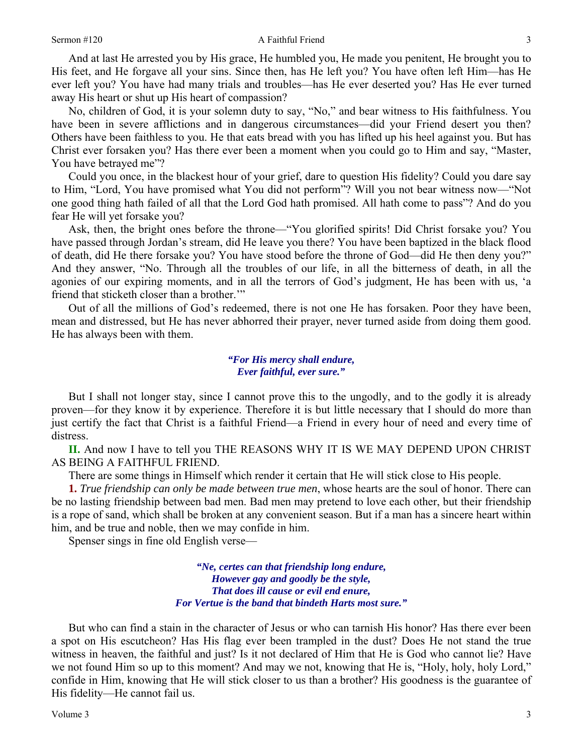And at last He arrested you by His grace, He humbled you, He made you penitent, He brought you to His feet, and He forgave all your sins. Since then, has He left you? You have often left Him—has He ever left you? You have had many trials and troubles—has He ever deserted you? Has He ever turned away His heart or shut up His heart of compassion?

No, children of God, it is your solemn duty to say, "No," and bear witness to His faithfulness. You have been in severe afflictions and in dangerous circumstances—did your Friend desert you then? Others have been faithless to you. He that eats bread with you has lifted up his heel against you. But has Christ ever forsaken you? Has there ever been a moment when you could go to Him and say, "Master, You have betrayed me"?

Could you once, in the blackest hour of your grief, dare to question His fidelity? Could you dare say to Him, "Lord, You have promised what You did not perform"? Will you not bear witness now—"Not one good thing hath failed of all that the Lord God hath promised. All hath come to pass"? And do you fear He will yet forsake you?

Ask, then, the bright ones before the throne—"You glorified spirits! Did Christ forsake you? You have passed through Jordan's stream, did He leave you there? You have been baptized in the black flood of death, did He there forsake you? You have stood before the throne of God—did He then deny you?" And they answer, "No. Through all the troubles of our life, in all the bitterness of death, in all the agonies of our expiring moments, and in all the terrors of God's judgment, He has been with us, 'a friend that sticketh closer than a brother.'"

Out of all the millions of God's redeemed, there is not one He has forsaken. Poor they have been, mean and distressed, but He has never abhorred their prayer, never turned aside from doing them good. He has always been with them.

> ***"For His mercy shall endure,***
> ***Ever faithful, ever sure."***

But I shall not longer stay, since I cannot prove this to the ungodly, and to the godly it is already proven—for they know it by experience. Therefore it is but little necessary that I should do more than just certify the fact that Christ is a faithful Friend—a Friend in every hour of need and every time of distress.

**II.** And now I have to tell you THE REASONS WHY IT IS WE MAY DEPEND UPON CHRIST AS BEING A FAITHFUL FRIEND.

There are some things in Himself which render it certain that He will stick close to His people.

**1.** *True friendship can only be made between true men*, whose hearts are the soul of honor. There can be no lasting friendship between bad men. Bad men may pretend to love each other, but their friendship is a rope of sand, which shall be broken at any convenient season. But if a man has a sincere heart within him, and be true and noble, then we may confide in him.

Spenser sings in fine old English verse—

> ***"Ne, certes can that friendship long endure,***
> ***However gay and goodly be the style,***
> ***That does ill cause or evil end enure,***
> ***For Vertue is the band that bindeth Harts most sure."***

But who can find a stain in the character of Jesus or who can tarnish His honor? Has there ever been a spot on His escutcheon? Has His flag ever been trampled in the dust? Does He not stand the true witness in heaven, the faithful and just? Is it not declared of Him that He is God who cannot lie? Have we not found Him so up to this moment? And may we not, knowing that He is, "Holy, holy, holy Lord," confide in Him, knowing that He will stick closer to us than a brother? His goodness is the guarantee of His fidelity—He cannot fail us.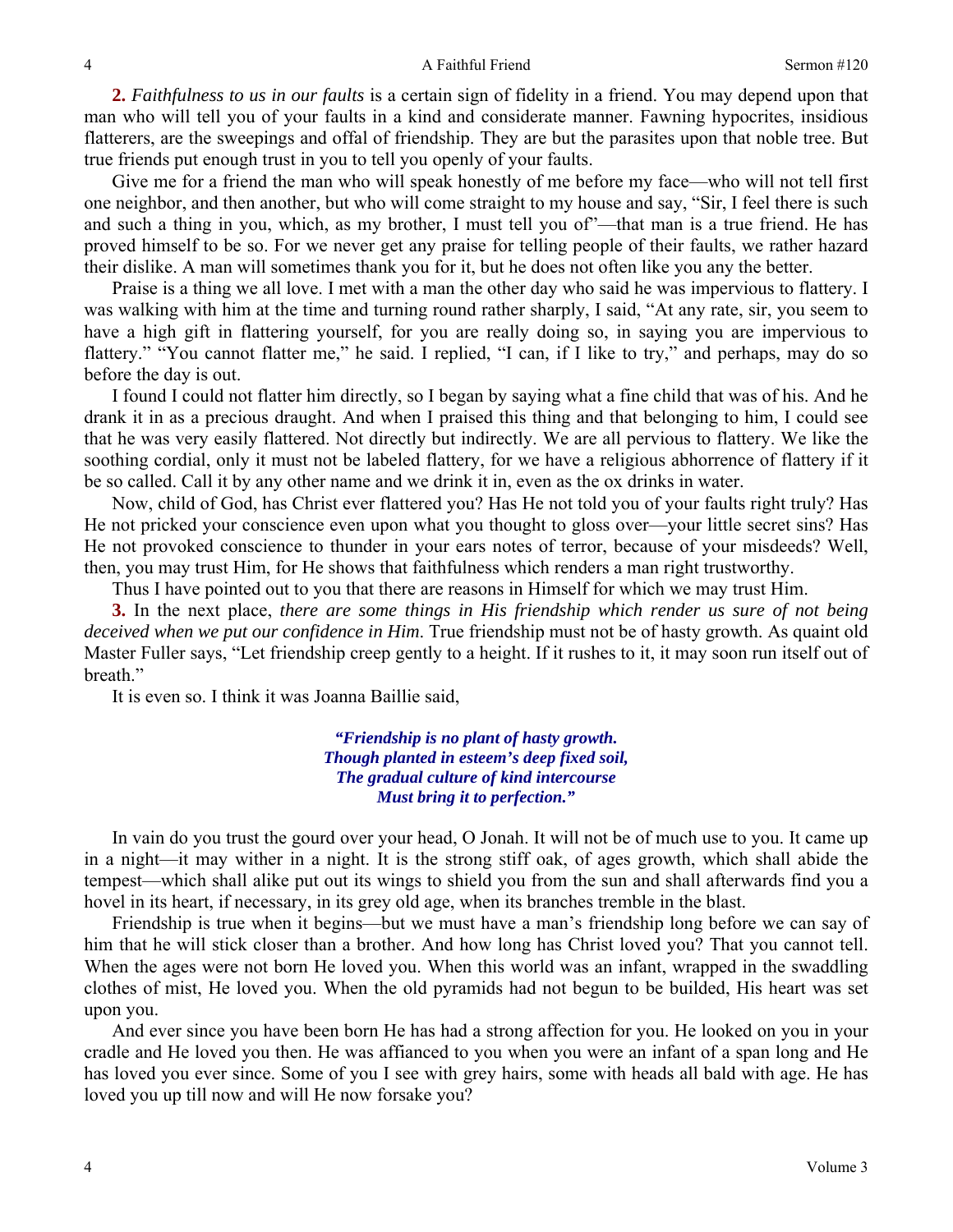**2.** *Faithfulness to us in our faults* is a certain sign of fidelity in a friend. You may depend upon that man who will tell you of your faults in a kind and considerate manner. Fawning hypocrites, insidious flatterers, are the sweepings and offal of friendship. They are but the parasites upon that noble tree. But true friends put enough trust in you to tell you openly of your faults.

Give me for a friend the man who will speak honestly of me before my face—who will not tell first one neighbor, and then another, but who will come straight to my house and say, "Sir, I feel there is such and such a thing in you, which, as my brother, I must tell you of"—that man is a true friend. He has proved himself to be so. For we never get any praise for telling people of their faults, we rather hazard their dislike. A man will sometimes thank you for it, but he does not often like you any the better.

Praise is a thing we all love. I met with a man the other day who said he was impervious to flattery. I was walking with him at the time and turning round rather sharply, I said, "At any rate, sir, you seem to have a high gift in flattering yourself, for you are really doing so, in saying you are impervious to flattery." "You cannot flatter me," he said. I replied, "I can, if I like to try," and perhaps, may do so before the day is out.

I found I could not flatter him directly, so I began by saying what a fine child that was of his. And he drank it in as a precious draught. And when I praised this thing and that belonging to him, I could see that he was very easily flattered. Not directly but indirectly. We are all pervious to flattery. We like the soothing cordial, only it must not be labeled flattery, for we have a religious abhorrence of flattery if it be so called. Call it by any other name and we drink it in, even as the ox drinks in water.

Now, child of God, has Christ ever flattered you? Has He not told you of your faults right truly? Has He not pricked your conscience even upon what you thought to gloss over—your little secret sins? Has He not provoked conscience to thunder in your ears notes of terror, because of your misdeeds? Well, then, you may trust Him, for He shows that faithfulness which renders a man right trustworthy.

Thus I have pointed out to you that there are reasons in Himself for which we may trust Him.

**3.** In the next place, *there are some things in His friendship which render us sure of not being deceived when we put our confidence in Him*. True friendship must not be of hasty growth. As quaint old Master Fuller says, "Let friendship creep gently to a height. If it rushes to it, it may soon run itself out of breath."

It is even so. I think it was Joanna Baillie said,

> ***"Friendship is no plant of hasty growth.***
> ***Though planted in esteem's deep fixed soil,***
> ***The gradual culture of kind intercourse***
> ***Must bring it to perfection."***

In vain do you trust the gourd over your head, O Jonah. It will not be of much use to you. It came up in a night—it may wither in a night. It is the strong stiff oak, of ages growth, which shall abide the tempest—which shall alike put out its wings to shield you from the sun and shall afterwards find you a hovel in its heart, if necessary, in its grey old age, when its branches tremble in the blast.

Friendship is true when it begins—but we must have a man's friendship long before we can say of him that he will stick closer than a brother. And how long has Christ loved you? That you cannot tell. When the ages were not born He loved you. When this world was an infant, wrapped in the swaddling clothes of mist, He loved you. When the old pyramids had not begun to be builded, His heart was set upon you.

And ever since you have been born He has had a strong affection for you. He looked on you in your cradle and He loved you then. He was affianced to you when you were an infant of a span long and He has loved you ever since. Some of you I see with grey hairs, some with heads all bald with age. He has loved you up till now and will He now forsake you?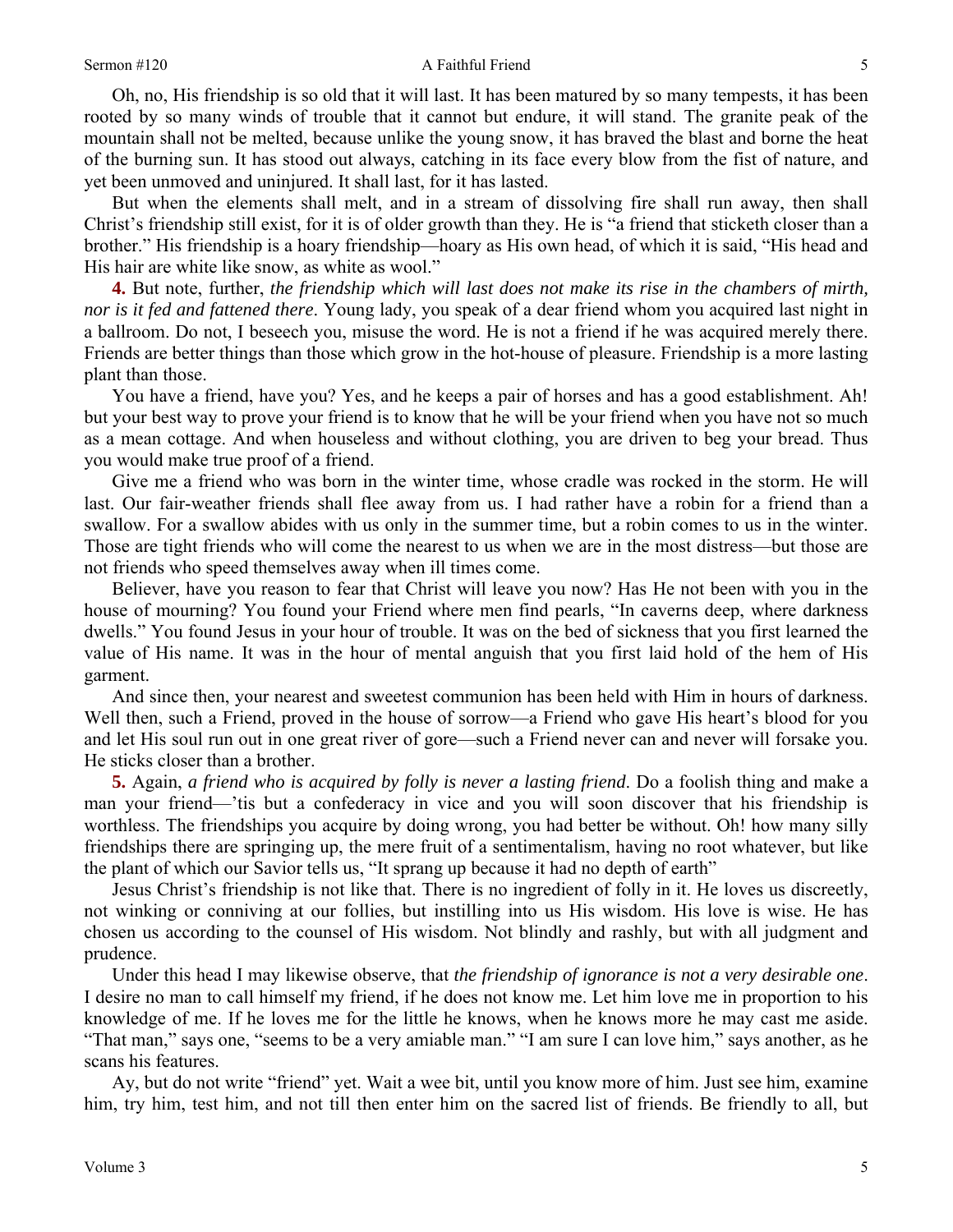Oh, no, His friendship is so old that it will last. It has been matured by so many tempests, it has been rooted by so many winds of trouble that it cannot but endure, it will stand. The granite peak of the mountain shall not be melted, because unlike the young snow, it has braved the blast and borne the heat of the burning sun. It has stood out always, catching in its face every blow from the fist of nature, and yet been unmoved and uninjured. It shall last, for it has lasted.

But when the elements shall melt, and in a stream of dissolving fire shall run away, then shall Christ's friendship still exist, for it is of older growth than they. He is "a friend that sticketh closer than a brother." His friendship is a hoary friendship—hoary as His own head, of which it is said, "His head and His hair are white like snow, as white as wool."

**4.** But note, further, *the friendship which will last does not make its rise in the chambers of mirth, nor is it fed and fattened there*. Young lady, you speak of a dear friend whom you acquired last night in a ballroom. Do not, I beseech you, misuse the word. He is not a friend if he was acquired merely there. Friends are better things than those which grow in the hot-house of pleasure. Friendship is a more lasting plant than those.

You have a friend, have you? Yes, and he keeps a pair of horses and has a good establishment. Ah! but your best way to prove your friend is to know that he will be your friend when you have not so much as a mean cottage. And when houseless and without clothing, you are driven to beg your bread. Thus you would make true proof of a friend.

Give me a friend who was born in the winter time, whose cradle was rocked in the storm. He will last. Our fair-weather friends shall flee away from us. I had rather have a robin for a friend than a swallow. For a swallow abides with us only in the summer time, but a robin comes to us in the winter. Those are tight friends who will come the nearest to us when we are in the most distress—but those are not friends who speed themselves away when ill times come.

Believer, have you reason to fear that Christ will leave you now? Has He not been with you in the house of mourning? You found your Friend where men find pearls, "In caverns deep, where darkness dwells." You found Jesus in your hour of trouble. It was on the bed of sickness that you first learned the value of His name. It was in the hour of mental anguish that you first laid hold of the hem of His garment.

And since then, your nearest and sweetest communion has been held with Him in hours of darkness. Well then, such a Friend, proved in the house of sorrow—a Friend who gave His heart's blood for you and let His soul run out in one great river of gore—such a Friend never can and never will forsake you. He sticks closer than a brother.

**5.** Again, *a friend who is acquired by folly is never a lasting friend*. Do a foolish thing and make a man your friend—'tis but a confederacy in vice and you will soon discover that his friendship is worthless. The friendships you acquire by doing wrong, you had better be without. Oh! how many silly friendships there are springing up, the mere fruit of a sentimentalism, having no root whatever, but like the plant of which our Savior tells us, "It sprang up because it had no depth of earth"

Jesus Christ's friendship is not like that. There is no ingredient of folly in it. He loves us discreetly, not winking or conniving at our follies, but instilling into us His wisdom. His love is wise. He has chosen us according to the counsel of His wisdom. Not blindly and rashly, but with all judgment and prudence.

Under this head I may likewise observe, that *the friendship of ignorance is not a very desirable one*. I desire no man to call himself my friend, if he does not know me. Let him love me in proportion to his knowledge of me. If he loves me for the little he knows, when he knows more he may cast me aside. "That man," says one, "seems to be a very amiable man." "I am sure I can love him," says another, as he scans his features.

Ay, but do not write "friend" yet. Wait a wee bit, until you know more of him. Just see him, examine him, try him, test him, and not till then enter him on the sacred list of friends. Be friendly to all, but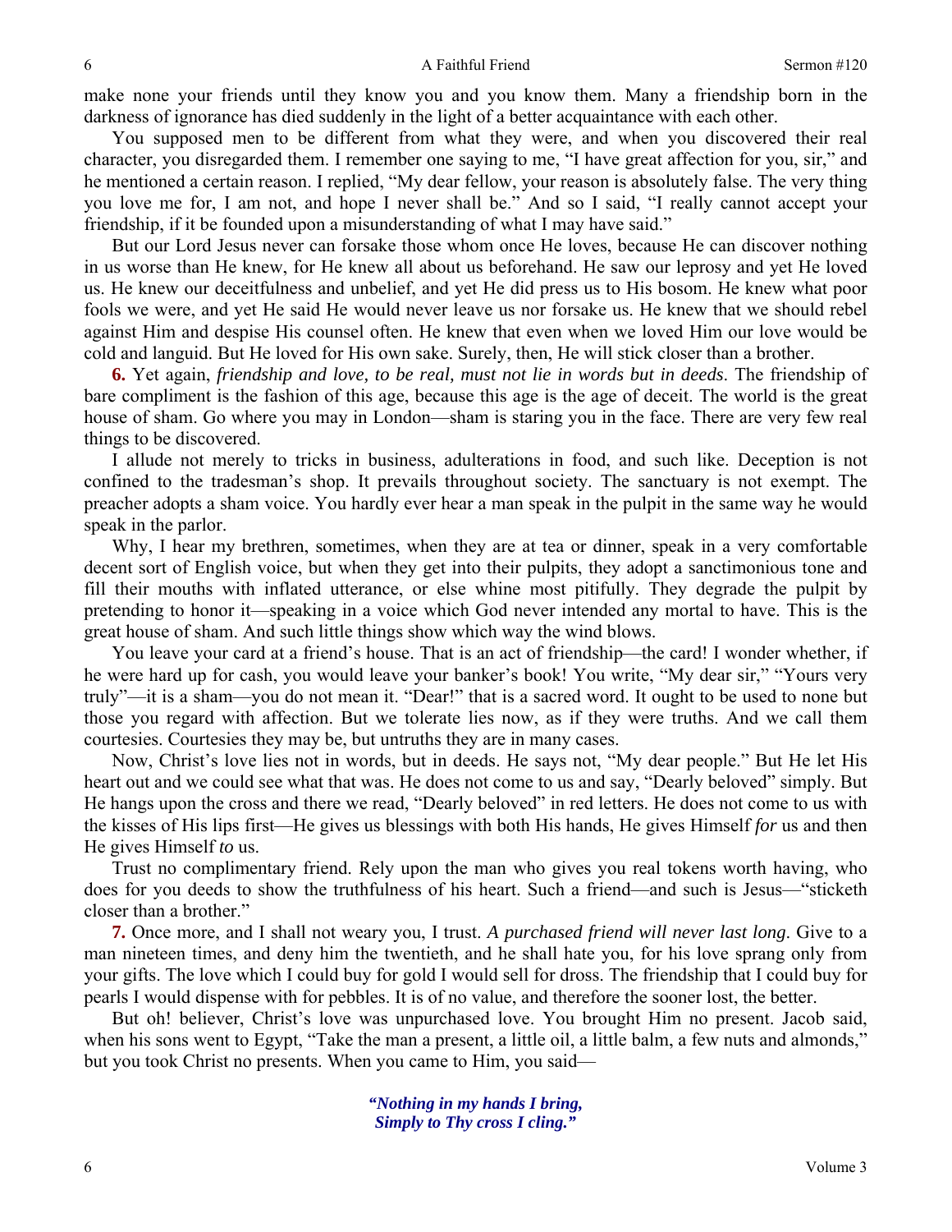make none your friends until they know you and you know them. Many a friendship born in the darkness of ignorance has died suddenly in the light of a better acquaintance with each other.

You supposed men to be different from what they were, and when you discovered their real character, you disregarded them. I remember one saying to me, "I have great affection for you, sir," and he mentioned a certain reason. I replied, "My dear fellow, your reason is absolutely false. The very thing you love me for, I am not, and hope I never shall be." And so I said, "I really cannot accept your friendship, if it be founded upon a misunderstanding of what I may have said."

But our Lord Jesus never can forsake those whom once He loves, because He can discover nothing in us worse than He knew, for He knew all about us beforehand. He saw our leprosy and yet He loved us. He knew our deceitfulness and unbelief, and yet He did press us to His bosom. He knew what poor fools we were, and yet He said He would never leave us nor forsake us. He knew that we should rebel against Him and despise His counsel often. He knew that even when we loved Him our love would be cold and languid. But He loved for His own sake. Surely, then, He will stick closer than a brother.

**6.** Yet again, *friendship and love, to be real, must not lie in words but in deeds*. The friendship of bare compliment is the fashion of this age, because this age is the age of deceit. The world is the great house of sham. Go where you may in London—sham is staring you in the face. There are very few real things to be discovered.

I allude not merely to tricks in business, adulterations in food, and such like. Deception is not confined to the tradesman's shop. It prevails throughout society. The sanctuary is not exempt. The preacher adopts a sham voice. You hardly ever hear a man speak in the pulpit in the same way he would speak in the parlor.

Why, I hear my brethren, sometimes, when they are at tea or dinner, speak in a very comfortable decent sort of English voice, but when they get into their pulpits, they adopt a sanctimonious tone and fill their mouths with inflated utterance, or else whine most pitifully. They degrade the pulpit by pretending to honor it—speaking in a voice which God never intended any mortal to have. This is the great house of sham. And such little things show which way the wind blows.

You leave your card at a friend's house. That is an act of friendship—the card! I wonder whether, if he were hard up for cash, you would leave your banker's book! You write, "My dear sir," "Yours very truly"—it is a sham—you do not mean it. "Dear!" that is a sacred word. It ought to be used to none but those you regard with affection. But we tolerate lies now, as if they were truths. And we call them courtesies. Courtesies they may be, but untruths they are in many cases.

Now, Christ's love lies not in words, but in deeds. He says not, "My dear people." But He let His heart out and we could see what that was. He does not come to us and say, "Dearly beloved" simply. But He hangs upon the cross and there we read, "Dearly beloved" in red letters. He does not come to us with the kisses of His lips first—He gives us blessings with both His hands, He gives Himself *for* us and then He gives Himself *to* us.

Trust no complimentary friend. Rely upon the man who gives you real tokens worth having, who does for you deeds to show the truthfulness of his heart. Such a friend—and such is Jesus—"sticketh closer than a brother."

**7.** Once more, and I shall not weary you, I trust. *A purchased friend will never last long*. Give to a man nineteen times, and deny him the twentieth, and he shall hate you, for his love sprang only from your gifts. The love which I could buy for gold I would sell for dross. The friendship that I could buy for pearls I would dispense with for pebbles. It is of no value, and therefore the sooner lost, the better.

But oh! believer, Christ's love was unpurchased love. You brought Him no present. Jacob said, when his sons went to Egypt, "Take the man a present, a little oil, a little balm, a few nuts and almonds," but you took Christ no presents. When you came to Him, you said—

> ***"Nothing in my hands I bring,***
> ***Simply to Thy cross I cling."***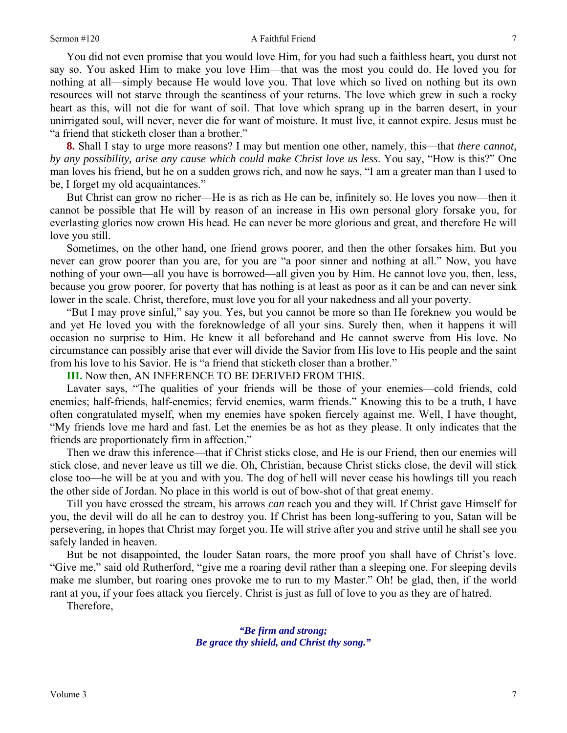You did not even promise that you would love Him, for you had such a faithless heart, you durst not say so. You asked Him to make you love Him—that was the most you could do. He loved you for nothing at all—simply because He would love you. That love which so lived on nothing but its own resources will not starve through the scantiness of your returns. The love which grew in such a rocky heart as this, will not die for want of soil. That love which sprang up in the barren desert, in your unirrigated soul, will never, never die for want of moisture. It must live, it cannot expire. Jesus must be "a friend that sticketh closer than a brother."

**8.** Shall I stay to urge more reasons? I may but mention one other, namely, this—that *there cannot, by any possibility, arise any cause which could make Christ love us less*. You say, "How is this?" One man loves his friend, but he on a sudden grows rich, and now he says, "I am a greater man than I used to be, I forget my old acquaintances."

But Christ can grow no richer—He is as rich as He can be, infinitely so. He loves you now—then it cannot be possible that He will by reason of an increase in His own personal glory forsake you, for everlasting glories now crown His head. He can never be more glorious and great, and therefore He will love you still.

Sometimes, on the other hand, one friend grows poorer, and then the other forsakes him. But you never can grow poorer than you are, for you are "a poor sinner and nothing at all." Now, you have nothing of your own—all you have is borrowed—all given you by Him. He cannot love you, then, less, because you grow poorer, for poverty that has nothing is at least as poor as it can be and can never sink lower in the scale. Christ, therefore, must love you for all your nakedness and all your poverty.

"But I may prove sinful," say you. Yes, but you cannot be more so than He foreknew you would be and yet He loved you with the foreknowledge of all your sins. Surely then, when it happens it will occasion no surprise to Him. He knew it all beforehand and He cannot swerve from His love. No circumstance can possibly arise that ever will divide the Savior from His love to His people and the saint from his love to his Savior. He is "a friend that sticketh closer than a brother."

**III.** Now then, AN INFERENCE TO BE DERIVED FROM THIS.

Lavater says, "The qualities of your friends will be those of your enemies—cold friends, cold enemies; half-friends, half-enemies; fervid enemies, warm friends." Knowing this to be a truth, I have often congratulated myself, when my enemies have spoken fiercely against me. Well, I have thought, "My friends love me hard and fast. Let the enemies be as hot as they please. It only indicates that the friends are proportionately firm in affection."

Then we draw this inference—that if Christ sticks close, and He is our Friend, then our enemies will stick close, and never leave us till we die. Oh, Christian, because Christ sticks close, the devil will stick close too—he will be at you and with you. The dog of hell will never cease his howlings till you reach the other side of Jordan. No place in this world is out of bow-shot of that great enemy.

Till you have crossed the stream, his arrows *can* reach you and they will. If Christ gave Himself for you, the devil will do all he can to destroy you. If Christ has been long-suffering to you, Satan will be persevering, in hopes that Christ may forget you. He will strive after you and strive until he shall see you safely landed in heaven.

But be not disappointed, the louder Satan roars, the more proof you shall have of Christ's love. "Give me," said old Rutherford, "give me a roaring devil rather than a sleeping one. For sleeping devils make me slumber, but roaring ones provoke me to run to my Master." Oh! be glad, then, if the world rant at you, if your foes attack you fiercely. Christ is just as full of love to you as they are of hatred.

Therefore,

> ***"Be firm and strong;***
> ***Be grace thy shield, and Christ thy song."***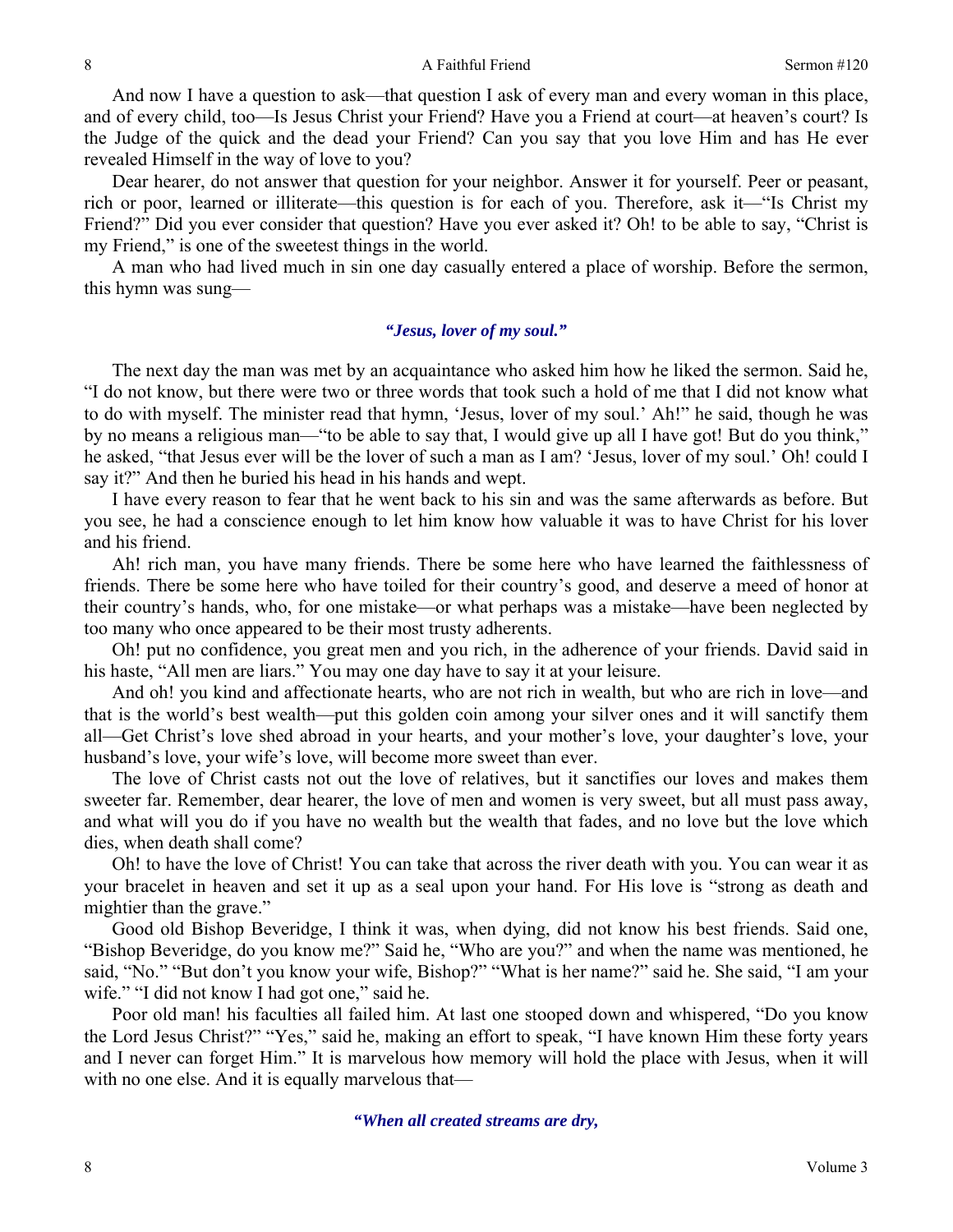And now I have a question to ask—that question I ask of every man and every woman in this place, and of every child, too—Is Jesus Christ your Friend? Have you a Friend at court—at heaven's court? Is the Judge of the quick and the dead your Friend? Can you say that you love Him and has He ever revealed Himself in the way of love to you?

Dear hearer, do not answer that question for your neighbor. Answer it for yourself. Peer or peasant, rich or poor, learned or illiterate—this question is for each of you. Therefore, ask it—"Is Christ my Friend?" Did you ever consider that question? Have you ever asked it? Oh! to be able to say, "Christ is my Friend," is one of the sweetest things in the world.

A man who had lived much in sin one day casually entered a place of worship. Before the sermon, this hymn was sung—

*"Jesus, lover of my soul."*

The next day the man was met by an acquaintance who asked him how he liked the sermon. Said he, "I do not know, but there were two or three words that took such a hold of me that I did not know what to do with myself. The minister read that hymn, 'Jesus, lover of my soul.' Ah!" he said, though he was by no means a religious man—"to be able to say that, I would give up all I have got! But do you think," he asked, "that Jesus ever will be the lover of such a man as I am? 'Jesus, lover of my soul.' Oh! could I say it?" And then he buried his head in his hands and wept.

I have every reason to fear that he went back to his sin and was the same afterwards as before. But you see, he had a conscience enough to let him know how valuable it was to have Christ for his lover and his friend.

Ah! rich man, you have many friends. There be some here who have learned the faithlessness of friends. There be some here who have toiled for their country's good, and deserve a meed of honor at their country's hands, who, for one mistake—or what perhaps was a mistake—have been neglected by too many who once appeared to be their most trusty adherents.

Oh! put no confidence, you great men and you rich, in the adherence of your friends. David said in his haste, "All men are liars." You may one day have to say it at your leisure.

And oh! you kind and affectionate hearts, who are not rich in wealth, but who are rich in love—and that is the world's best wealth—put this golden coin among your silver ones and it will sanctify them all—Get Christ's love shed abroad in your hearts, and your mother's love, your daughter's love, your husband's love, your wife's love, will become more sweet than ever.

The love of Christ casts not out the love of relatives, but it sanctifies our loves and makes them sweeter far. Remember, dear hearer, the love of men and women is very sweet, but all must pass away, and what will you do if you have no wealth but the wealth that fades, and no love but the love which dies, when death shall come?

Oh! to have the love of Christ! You can take that across the river death with you. You can wear it as your bracelet in heaven and set it up as a seal upon your hand. For His love is "strong as death and mightier than the grave."

Good old Bishop Beveridge, I think it was, when dying, did not know his best friends. Said one, "Bishop Beveridge, do you know me?" Said he, "Who are you?" and when the name was mentioned, he said, "No." "But don't you know your wife, Bishop?" "What is her name?" said he. She said, "I am your wife." "I did not know I had got one," said he.

Poor old man! his faculties all failed him. At last one stooped down and whispered, "Do you know the Lord Jesus Christ?" "Yes," said he, making an effort to speak, "I have known Him these forty years and I never can forget Him." It is marvelous how memory will hold the place with Jesus, when it will with no one else. And it is equally marvelous that—

*"When all created streams are dry,*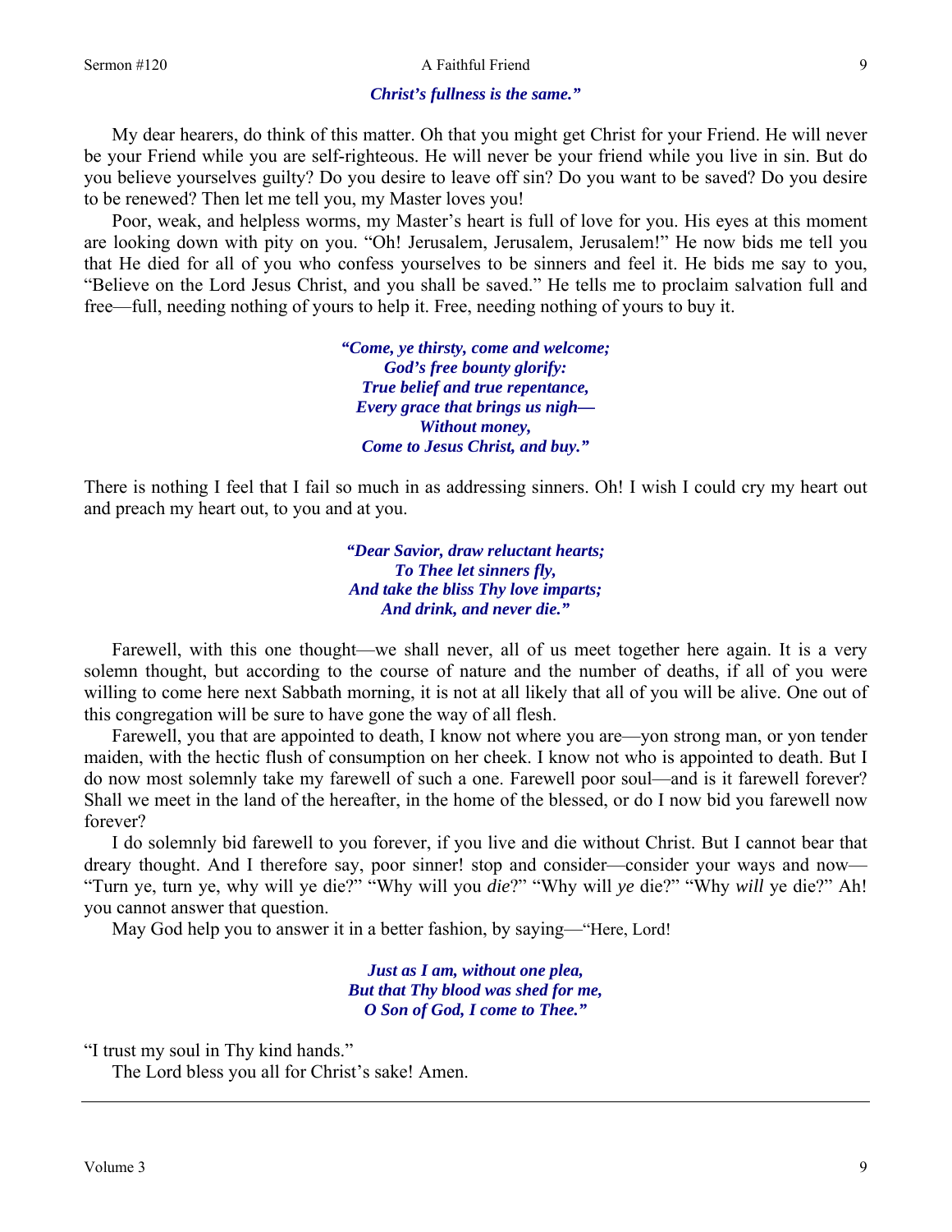***Christ's fullness is the same."***

My dear hearers, do think of this matter. Oh that you might get Christ for your Friend. He will never be your Friend while you are self-righteous. He will never be your friend while you live in sin. But do you believe yourselves guilty? Do you desire to leave off sin? Do you want to be saved? Do you desire to be renewed? Then let me tell you, my Master loves you!

Poor, weak, and helpless worms, my Master's heart is full of love for you. His eyes at this moment are looking down with pity on you. "Oh! Jerusalem, Jerusalem, Jerusalem!" He now bids me tell you that He died for all of you who confess yourselves to be sinners and feel it. He bids me say to you, "Believe on the Lord Jesus Christ, and you shall be saved." He tells me to proclaim salvation full and free—full, needing nothing of yours to help it. Free, needing nothing of yours to buy it.

***"Come, ye thirsty, come and welcome;***
***God's free bounty glorify:***
***True belief and true repentance,***
***Every grace that brings us nigh—***
***Without money,***
***Come to Jesus Christ, and buy."***

There is nothing I feel that I fail so much in as addressing sinners. Oh! I wish I could cry my heart out and preach my heart out, to you and at you.

***"Dear Savior, draw reluctant hearts;***
***To Thee let sinners fly,***
***And take the bliss Thy love imparts;***
***And drink, and never die."***

Farewell, with this one thought—we shall never, all of us meet together here again. It is a very solemn thought, but according to the course of nature and the number of deaths, if all of you were willing to come here next Sabbath morning, it is not at all likely that all of you will be alive. One out of this congregation will be sure to have gone the way of all flesh.

Farewell, you that are appointed to death, I know not where you are—yon strong man, or yon tender maiden, with the hectic flush of consumption on her cheek. I know not who is appointed to death. But I do now most solemnly take my farewell of such a one. Farewell poor soul—and is it farewell forever? Shall we meet in the land of the hereafter, in the home of the blessed, or do I now bid you farewell now forever?

I do solemnly bid farewell to you forever, if you live and die without Christ. But I cannot bear that dreary thought. And I therefore say, poor sinner! stop and consider—consider your ways and now—"Turn ye, turn ye, why will ye die?" "Why will you *die*?" "Why will *ye* die?" "Why *will* ye die?" Ah! you cannot answer that question.

May God help you to answer it in a better fashion, by saying—"Here, Lord!

***Just as I am, without one plea,***
***But that Thy blood was shed for me,***
***O Son of God, I come to Thee."***

"I trust my soul in Thy kind hands."

The Lord bless you all for Christ's sake! Amen.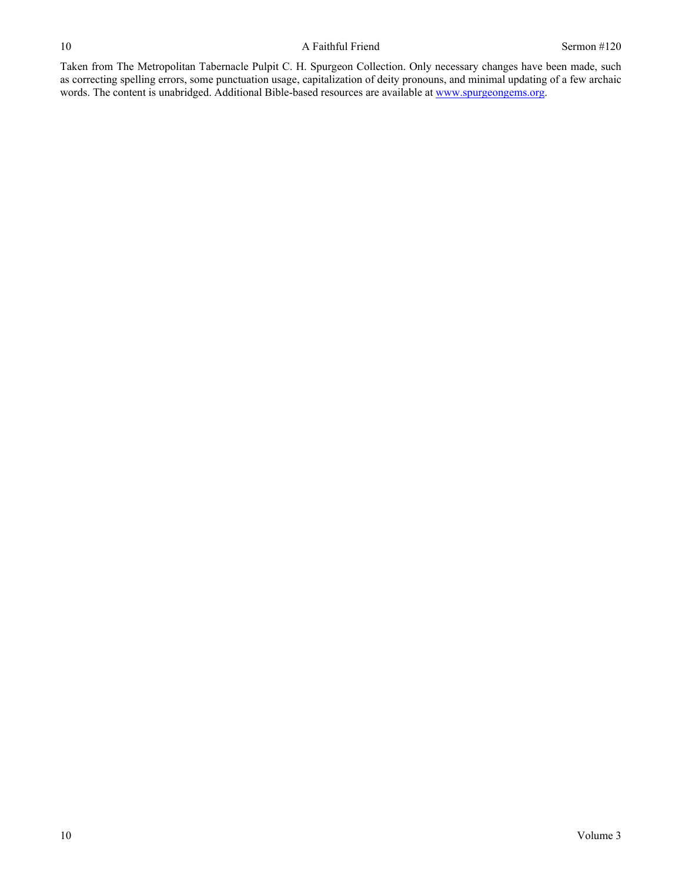Taken from The Metropolitan Tabernacle Pulpit C. H. Spurgeon Collection. Only necessary changes have been made, such as correcting spelling errors, some punctuation usage, capitalization of deity pronouns, and minimal updating of a few archaic words. The content is unabridged. Additional Bible-based resources are available at www.spurgeongems.org.